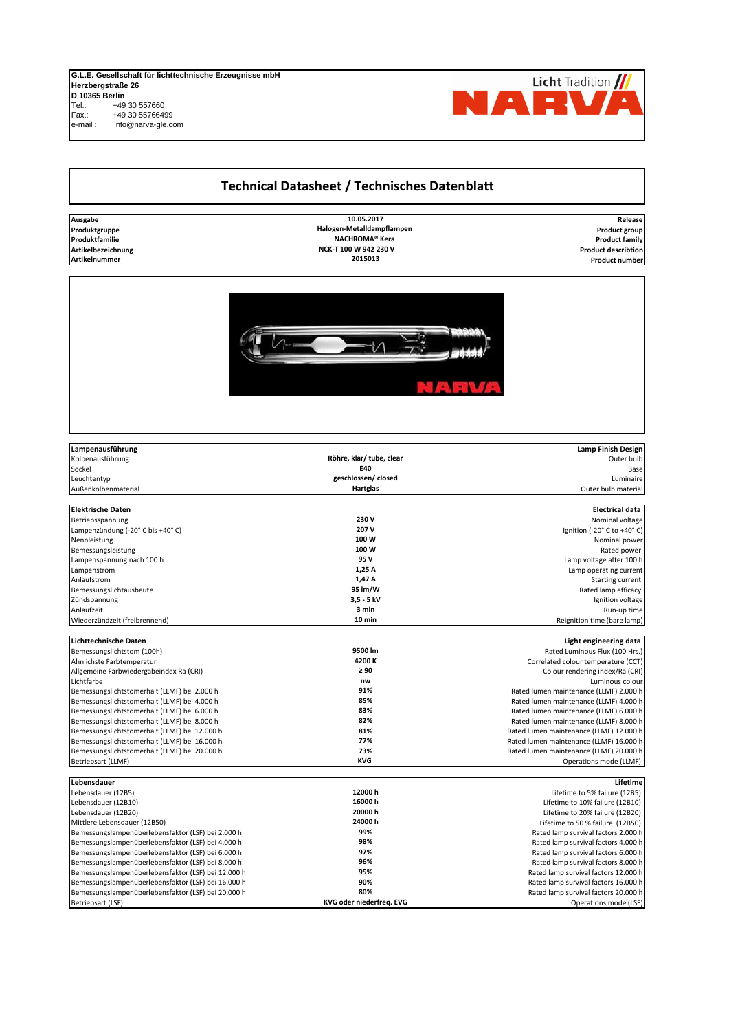**G.L.E. Gesellschaft für lichttechnische Erzeugnisse mbH**
**Herzbergstraße 26**
**D 10365 Berlin**
Tel.: +49 30 557660
Fax.: +49 30 55766499
e-mail : info@narva-gle.com

Licht Tradition NARVA

# Technical Datasheet / Technisches Datenblatt

| | | |
|---|---|---|
| **Ausgabe** | **10.05.2017** | **Release** |
| **Produktgruppe** | **Halogen-Metalldampflampen** | **Product group** |
| **Produktfamilie** | **NACHROMA® Kera** | **Product family** |
| **Artikelbezeichnung** | **NCK-T 100 W 942 230 V** | **Product describtion** |
| **Artikelnummer** | **2015013** | **Product number** |

| **Lampenausführung** | | **Lamp Finish Design** |
|---|---|---|
| Kolbenausführung | **Röhre, klar/ tube, clear** | Outer bulb |
| Sockel | **E40** | Base |
| Leuchtentyp | **geschlossen/ closed** | Luminaire |
| Außenkolbenmaterial | **Hartglas** | Outer bulb material |

| **Elektrische Daten** | | **Electrical data** |
|---|---|---|
| Betriebsspannung | **230 V** | Nominal voltage |
| Lampenzündung (-20° C bis +40° C) | **207 V** | Ignition (-20° C to +40° C) |
| Nennleistung | **100 W** | Nominal power |
| Bemessungsleistung | **100 W** | Rated power |
| Lampenspannung nach 100 h | **95 V** | Lamp voltage after 100 h |
| Lampenstrom | **1,25 A** | Lamp operating current |
| Anlaufstrom | **1,47 A** | Starting current |
| Bemessungslichtausbeute | **95 lm/W** | Rated lamp efficacy |
| Zündspannung | **3,5 - 5 kV** | Ignition voltage |
| Anlaufzeit | **3 min** | Run-up time |
| Wiederzündzeit (freibrennend) | **10 min** | Reignition time (bare lamp) |

| **Lichttechnische Daten** | | **Light engineering data** |
|---|---|---|
| Bemessungslichtstom (100h) | **9500 lm** | Rated Luminous Flux (100 Hrs.) |
| Ähnlichste Farbtemperatur | **4200 K** | Correlated colour temperature (CCT) |
| Allgemeine Farbwiedergabeindex Ra (CRI) | **≥ 90** | Colour rendering index/Ra (CRI) |
| Lichtfarbe | **nw** | Luminous colour |
| Bemessungslichtstomerhalt (LLMF) bei 2.000 h | **91%** | Rated lumen maintenance (LLMF) 2.000 h |
| Bemessungslichtstomerhalt (LLMF) bei 4.000 h | **85%** | Rated lumen maintenance (LLMF) 4.000 h |
| Bemessungslichtstomerhalt (LLMF) bei 6.000 h | **83%** | Rated lumen maintenance (LLMF) 6.000 h |
| Bemessungslichtstomerhalt (LLMF) bei 8.000 h | **82%** | Rated lumen maintenance (LLMF) 8.000 h |
| Bemessungslichtstomerhalt (LLMF) bei 12.000 h | **81%** | Rated lumen maintenance (LLMF) 12.000 h |
| Bemessungslichtstomerhalt (LLMF) bei 16.000 h | **77%** | Rated lumen maintenance (LLMF) 16.000 h |
| Bemessungslichtstomerhalt (LLMF) bei 20.000 h | **73%** | Rated lumen maintenance (LLMF) 20.000 h |
| Betriebsart (LLMF) | **KVG** | Operations mode (LLMF) |

| **Lebensdauer** | | **Lifetime** |
|---|---|---|
| Lebensdauer (12B5) | **12000 h** | Lifetime to 5% failure (12B5) |
| Lebensdauer (12B10) | **16000 h** | Lifetime to 10% failure (12B10) |
| Lebensdauer (12B20) | **20000 h** | Lifetime to 20% failure (12B20) |
| Mittlere Lebensdauer (12B50) | **24000 h** | Lifetime to 50 % failure (12B50) |
| Bemessungslampenüberlebensfaktor (LSF) bei 2.000 h | **99%** | Rated lamp survival factors 2.000 h |
| Bemessungslampenüberlebensfaktor (LSF) bei 4.000 h | **98%** | Rated lamp survival factors 4.000 h |
| Bemessungslampenüberlebensfaktor (LSF) bei 6.000 h | **97%** | Rated lamp survival factors 6.000 h |
| Bemessungslampenüberlebensfaktor (LSF) bei 8.000 h | **96%** | Rated lamp survival factors 8.000 h |
| Bemessungslampenüberlebensfaktor (LSF) bei 12.000 h | **95%** | Rated lamp survival factors 12.000 h |
| Bemessungslampenüberlebensfaktor (LSF) bei 16.000 h | **90%** | Rated lamp survival factors 16.000 h |
| Bemessungslampenüberlebensfaktor (LSF) bei 20.000 h | **80%** | Rated lamp survival factors 20.000 h |
| Betriebsart (LSF) | **KVG oder niederfreq. EVG** | Operations mode (LSF) |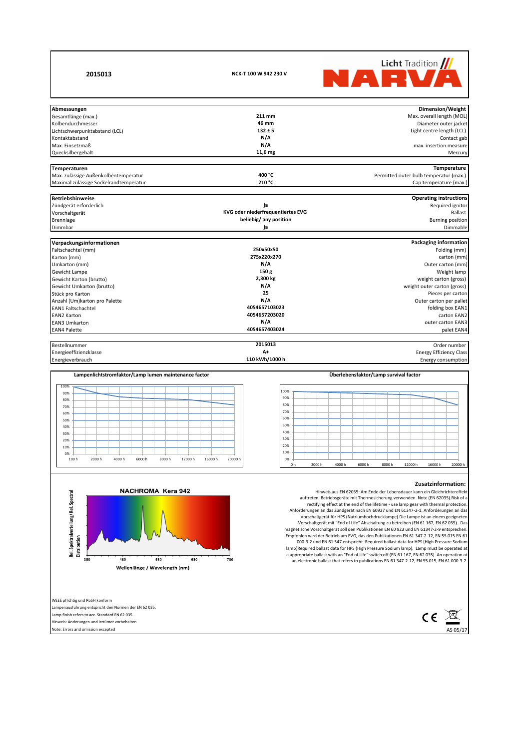**2015013** | **NCK-T 100 W 942 230 V**

Licht Tradition NARVA

| Abmessungen | | Dimension/Weight |
|---|---|---|
| Gesamtlänge (max.) | 211 mm | Max. overall length (MOL) |
| Kolbendurchmesser | 46 mm | Diameter outer jacket |
| Lichtschwerpunktabstand (LCL) | 132 ± 5 | Light centre length (LCL) |
| Kontaktabstand | N/A | Contact gab |
| Max. Einsetzmaß | N/A | max. insertion measure |
| Quecksilbergehalt | 11,6 mg | Mercury |

| Temperaturen | | Temperature |
|---|---|---|
| Max. zulässige Außenkolbentemperatur | 400 °C | Permitted outer bulb temperatur (max.) |
| Maximal zulässige Sockelrandtemperatur | 210 °C | Cap temperature (max.) |

| Betriebshinweise | | Operating instructions |
|---|---|---|
| Zündgerät erforderlich | ja | Required ignitor |
| Vorschaltgerät | KVG oder niederfrequentiertes EVG | Ballast |
| Brennlage | beliebig/ any position | Burning position |
| Dimmbar | ja | Dimmable |

| Verpackungsinformationen | | Packaging information |
|---|---|---|
| Faltschachtel (mm) | 250x50x50 | Folding (mm) |
| Karton (mm) | 275x220x270 | carton (mm) |
| Umkarton (mm) | N/A | Outer carton (mm) |
| Gewicht Lampe | 150 g | Weight lamp |
| Gewicht Karton (brutto) | 2,300 kg | weight carton (gross) |
| Gewicht Umkarton (brutto) | N/A | weight outer carton (gross) |
| Stück pro Karton | 25 | Pieces per carton |
| Anzahl (Um)karton pro Palette | N/A | Outer carton per pallet |
| EAN1 Faltschachtel | 4054657103023 | folding box EAN1 |
| EAN2 Karton | 4054657203020 | carton EAN2 |
| EAN3 Umkarton | N/A | outer carton EAN3 |
| EAN4 Palette | 4054657403024 | palet EAN4 |

| | | |
|---|---|---|
| Bestellnummer | 2015013 | Order number |
| Energieeffizienzklasse | A+ | Energy Effiziency Class |
| Energieverbrauch | 110 kWh/1000 h | Energy consumption |

**Lampenlichtstromfaktor/Lamp lumen maintenance factor**

100%
90%
80%
70%
60%
50%
40%
30%
20%
10%
0%
100 h 2000 h 4000 h 6000 h 8000 h 12000 h 16000 h 20000 h

**Überlebensfaktor/Lamp survival factor**

100%
90%
80%
70%
60%
50%
40%
30%
20%
10%
0%
0 h 2000 h 4000 h 6000 h 8000 h 12000 h 16000 h 20000 h

**NACHROMA Kera 942**

Rel. Spektralverteilung/Rel. Spectral Distribution

380 480 580 680 780

Wellenlänge / Wavelength (nm)

**Zusatzinformation:**

Hinweis aus EN 62035: Am Ende der Lebensdauer kann ein Gleichrichtereffekt auftreten, Betriebsgeräte mit Thermosicherung verwenden. Note (EN 62035).Risk of a rectifying effect at the end of the lifetime - use lamp gear with thermal protection. Anforderungen an das Zündgerät nach EN 60927 und EN 61347-2-1. Anforderungen an das Vorschaltgerät für HPS (Natriumhochdrucklampe).Die Lampe ist an einem geeigneten Vorschaltgerät mit "End of Life" Abschaltung zu betreiben (EN 61 167, EN 62 035). Das magnetische Vorschaltgerät soll den Publikationen EN 60 923 und EN 61347-2-9 entsprechen. Empfohlen wird der Betrieb am EVG, das den Publikationen EN 61 347-2-12, EN 55 015 EN 61 000-3-2 und EN 61 547 entspricht. Required ballast data for HPS (High Pressure Sodium lamp)Required ballast data for HPS (High Pressure Sodium lamp). Lamp must be operated at a appropriate ballast with an "End of Life" switch off (EN 61 167, EN 62 035). An operation at an electronic ballast that refers to publications EN 61 347-2-12, EN 55 015, EN 61 000-3-2.

WEEE pflichtig und RoSH konform
Lampenausführung entspricht den Normen der EN 62 035.
Lamp finish refers to acc. Standard EN 62 035.
Hinweis: Änderungen und Irrtümer vorbehalten
Note: Errors and omission excepted

CE

AS 05/17